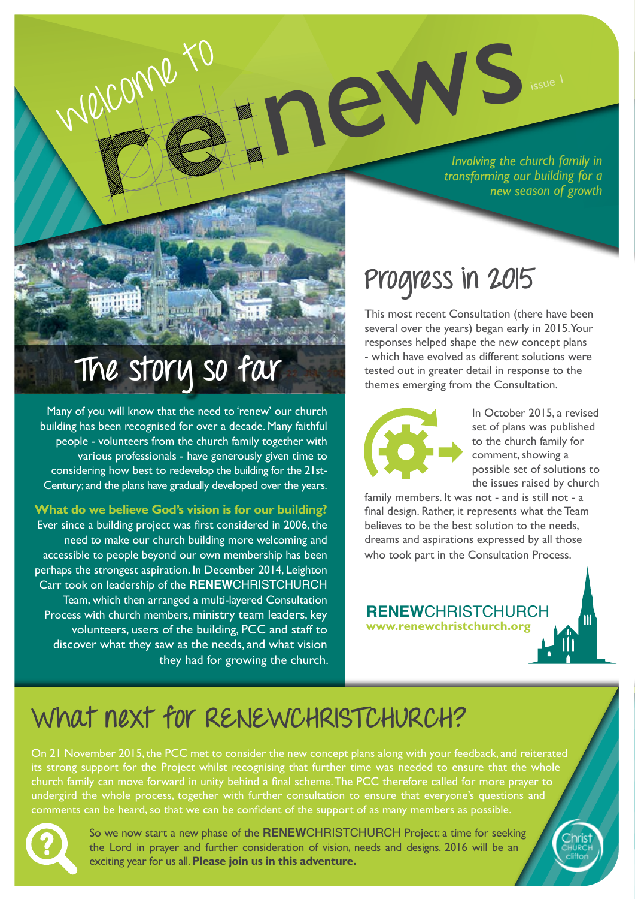# Welcome to re:news

issue 1

*Involving the church family in transforming our building for a new season of growth*

## The story so far

Many of you will know that the need to 'renew' our church building has been recognised for over a decade. Many faithful people - volunteers from the church family together with various professionals - have generously given time to considering how best to redevelop the building for the 21st-Century; and the plans have gradually developed over the years.

**What do we believe God's vision is for our building?**
Ever since a building project was first considered in 2006, the need to make our church building more welcoming and accessible to people beyond our own membership has been perhaps the strongest aspiration. In December 2014, Leighton Carr took on leadership of the **RENEW**CHRISTCHURCH Team, which then arranged a multi-layered Consultation Process with church members, ministry team leaders, key volunteers, users of the building, PCC and staff to discover what they saw as the needs, and what vision they had for growing the church.

## Progress in 2015

This most recent Consultation (there have been several over the years) began early in 2015. Your responses helped shape the new concept plans - which have evolved as different solutions were tested out in greater detail in response to the themes emerging from the Consultation.

In October 2015, a revised set of plans was published to the church family for comment, showing a possible set of solutions to the issues raised by church family members. It was not - and is still not - a final design. Rather, it represents what the Team believes to be the best solution to the needs, dreams and aspirations expressed by all those who took part in the Consultation Process.

**RENEW**CHRISTCHURCH
**www.renewchristchurch.org**

## What next for RENEWCHRISTCHURCH?

On 21 November 2015, the PCC met to consider the new concept plans along with your feedback, and reiterated its strong support for the Project whilst recognising that further time was needed to ensure that the whole church family can move forward in unity behind a final scheme. The PCC therefore called for more prayer to undergird the whole process, together with further consultation to ensure that everyone's questions and comments can be heard, so that we can be confident of the support of as many members as possible.

So we now start a new phase of the **RENEW**CHRISTCHURCH Project: a time for seeking the Lord in prayer and further consideration of vision, needs and designs. 2016 will be an exciting year for us all. **Please join us in this adventure.**

Christ Church Clifton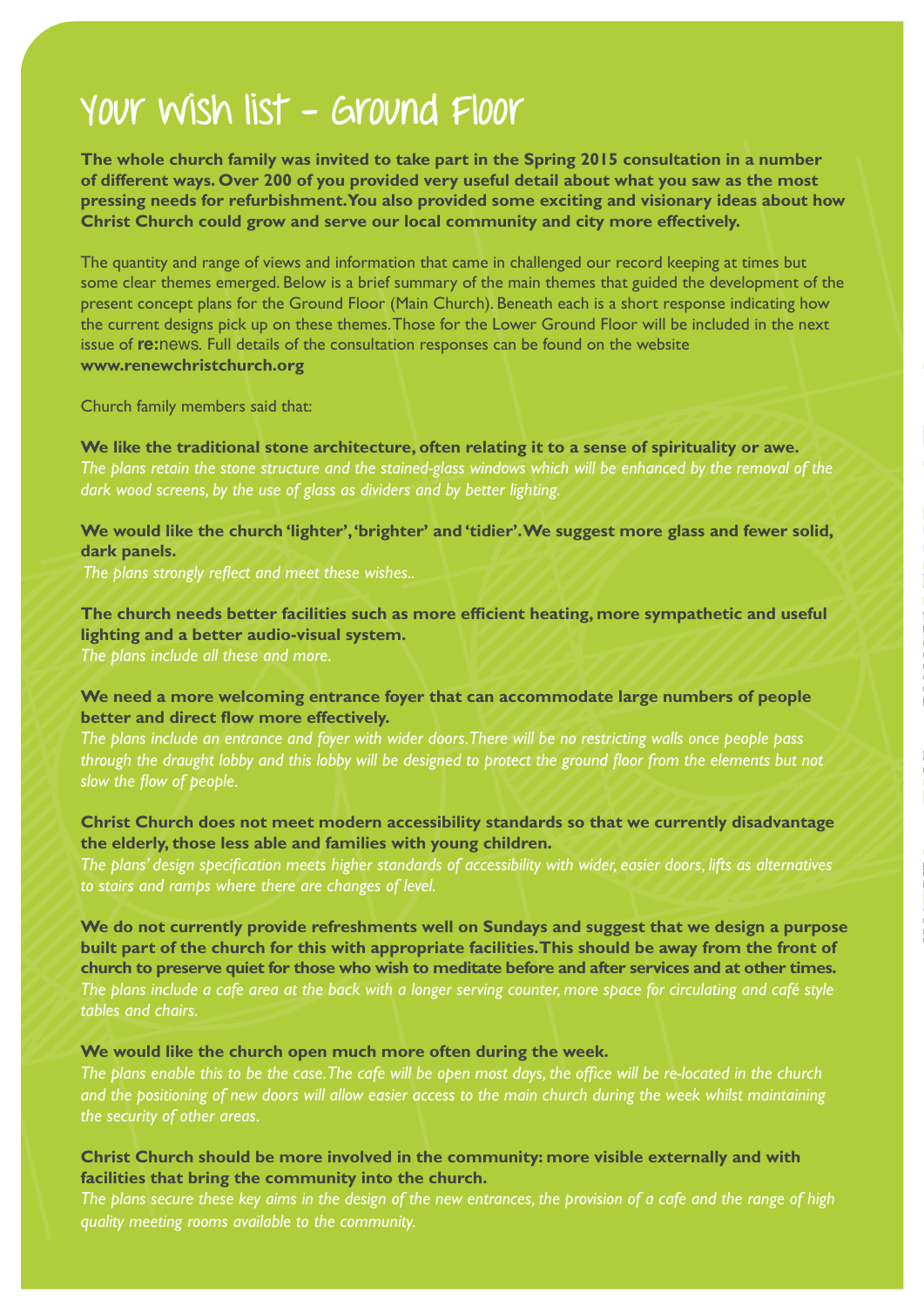# Your Wish list - Ground Floor

**The whole church family was invited to take part in the Spring 2015 consultation in a number of different ways. Over 200 of you provided very useful detail about what you saw as the most pressing needs for refurbishment. You also provided some exciting and visionary ideas about how Christ Church could grow and serve our local community and city more effectively.**

The quantity and range of views and information that came in challenged our record keeping at times but some clear themes emerged. Below is a brief summary of the main themes that guided the development of the present concept plans for the Ground Floor (Main Church). Beneath each is a short response indicating how the current designs pick up on these themes. Those for the Lower Ground Floor will be included in the next issue of **re:**news. Full details of the consultation responses can be found on the website **www.renewchristchurch.org**

Church family members said that:

**We like the traditional stone architecture, often relating it to a sense of spirituality or awe.**
*The plans retain the stone structure and the stained-glass windows which will be enhanced by the removal of the dark wood screens, by the use of glass as dividers and by better lighting.*

**We would like the church 'lighter', 'brighter' and 'tidier'. We suggest more glass and fewer solid, dark panels.**
*The plans strongly reflect and meet these wishes..*

**The church needs better facilities such as more efficient heating, more sympathetic and useful lighting and a better audio-visual system.**
*The plans include all these and more.*

**We need a more welcoming entrance foyer that can accommodate large numbers of people better and direct flow more effectively.**
*The plans include an entrance and foyer with wider doors. There will be no restricting walls once people pass through the draught lobby and this lobby will be designed to protect the ground floor from the elements but not slow the flow of people.*

**Christ Church does not meet modern accessibility standards so that we currently disadvantage the elderly, those less able and families with young children.**
*The plans' design specification meets higher standards of accessibility with wider, easier doors, lifts as alternatives to stairs and ramps where there are changes of level.*

**We do not currently provide refreshments well on Sundays and suggest that we design a purpose built part of the church for this with appropriate facilities. This should be away from the front of church to preserve quiet for those who wish to meditate before and after services and at other times.**
*The plans include a cafe area at the back with a longer serving counter, more space for circulating and café style tables and chairs.*

**We would like the church open much more often during the week.**
*The plans enable this to be the case. The cafe will be open most days, the office will be re-located in the church and the positioning of new doors will allow easier access to the main church during the week whilst maintaining the security of other areas.*

**Christ Church should be more involved in the community: more visible externally and with facilities that bring the community into the church.**
*The plans secure these key aims in the design of the new entrances, the provision of a cafe and the range of high quality meeting rooms available to the community.*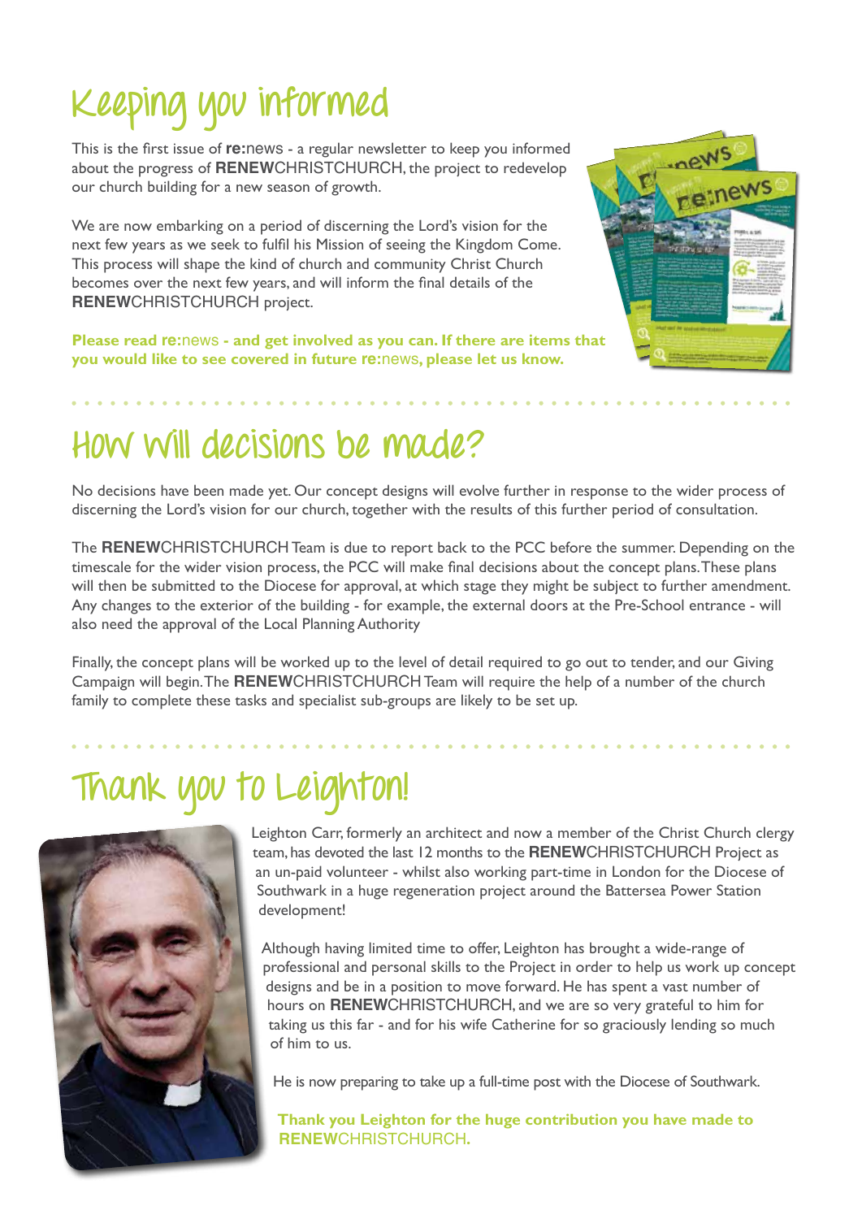# Keeping you informed

This is the first issue of **re:**news - a regular newsletter to keep you informed about the progress of **RENEW**CHRISTCHURCH, the project to redevelop our church building for a new season of growth.

We are now embarking on a period of discerning the Lord's vision for the next few years as we seek to fulfil his Mission of seeing the Kingdom Come. This process will shape the kind of church and community Christ Church becomes over the next few years, and will inform the final details of the **RENEW**CHRISTCHURCH project.

**Please read re:news - and get involved as you can. If there are items that you would like to see covered in future re:news, please let us know.**

# How will decisions be made?

No decisions have been made yet. Our concept designs will evolve further in response to the wider process of discerning the Lord's vision for our church, together with the results of this further period of consultation.

The **RENEW**CHRISTCHURCH Team is due to report back to the PCC before the summer. Depending on the timescale for the wider vision process, the PCC will make final decisions about the concept plans. These plans will then be submitted to the Diocese for approval, at which stage they might be subject to further amendment. Any changes to the exterior of the building - for example, the external doors at the Pre-School entrance - will also need the approval of the Local Planning Authority

Finally, the concept plans will be worked up to the level of detail required to go out to tender, and our Giving Campaign will begin. The **RENEW**CHRISTCHURCH Team will require the help of a number of the church family to complete these tasks and specialist sub-groups are likely to be set up.

# Thank you to Leighton!

Leighton Carr, formerly an architect and now a member of the Christ Church clergy team, has devoted the last 12 months to the **RENEW**CHRISTCHURCH Project as an un-paid volunteer - whilst also working part-time in London for the Diocese of Southwark in a huge regeneration project around the Battersea Power Station development!

Although having limited time to offer, Leighton has brought a wide-range of professional and personal skills to the Project in order to help us work up concept designs and be in a position to move forward. He has spent a vast number of hours on **RENEW**CHRISTCHURCH, and we are so very grateful to him for taking us this far - and for his wife Catherine for so graciously lending so much of him to us.

He is now preparing to take up a full-time post with the Diocese of Southwark.

**Thank you Leighton for the huge contribution you have made to RENEWCHRISTCHURCH.**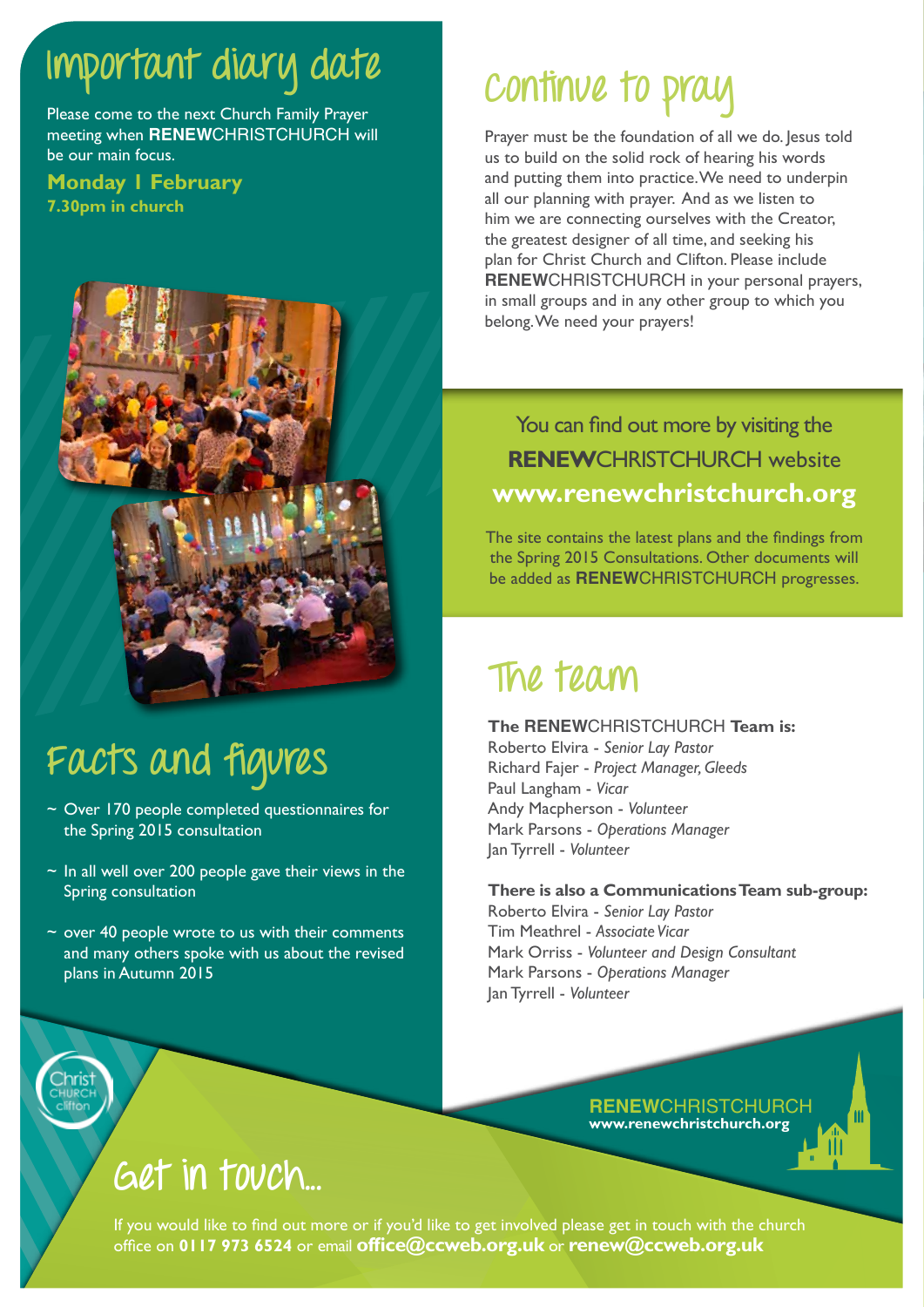## Important diary date

Please come to the next Church Family Prayer meeting when **RENEW**CHRISTCHURCH will be our main focus.

**Monday 1 February**
**7.30pm in church**

## Facts and figures

- Over 170 people completed questionnaires for the Spring 2015 consultation
- In all well over 200 people gave their views in the Spring consultation
- over 40 people wrote to us with their comments and many others spoke with us about the revised plans in Autumn 2015

## Continue to pray

Prayer must be the foundation of all we do. Jesus told us to build on the solid rock of hearing his words and putting them into practice. We need to underpin all our planning with prayer. And as we listen to him we are connecting ourselves with the Creator, the greatest designer of all time, and seeking his plan for Christ Church and Clifton. Please include **RENEW**CHRISTCHURCH in your personal prayers, in small groups and in any other group to which you belong. We need your prayers!

You can find out more by visiting the **RENEW**CHRISTCHURCH website
**www.renewchristchurch.org**

The site contains the latest plans and the findings from the Spring 2015 Consultations. Other documents will be added as **RENEW**CHRISTCHURCH progresses.

## The team

**The RENEWCHRISTCHURCH Team is:**
Roberto Elvira - *Senior Lay Pastor*
Richard Fajer - *Project Manager, Gleeds*
Paul Langham - *Vicar*
Andy Macpherson - *Volunteer*
Mark Parsons - *Operations Manager*
Jan Tyrrell - *Volunteer*

**There is also a Communications Team sub-group:**
Roberto Elvira - *Senior Lay Pastor*
Tim Meathrel - *Associate Vicar*
Mark Orriss - *Volunteer and Design Consultant*
Mark Parsons - *Operations Manager*
Jan Tyrrell - *Volunteer*

Christ CHURCH clifton

**RENEW**CHRISTCHURCH
**www.renewchristchurch.org**

## Get in touch...

If you would like to find out more or if you'd like to get involved please get in touch with the church office on **0117 973 6524** or email **office@ccweb.org.uk** or **renew@ccweb.org.uk**